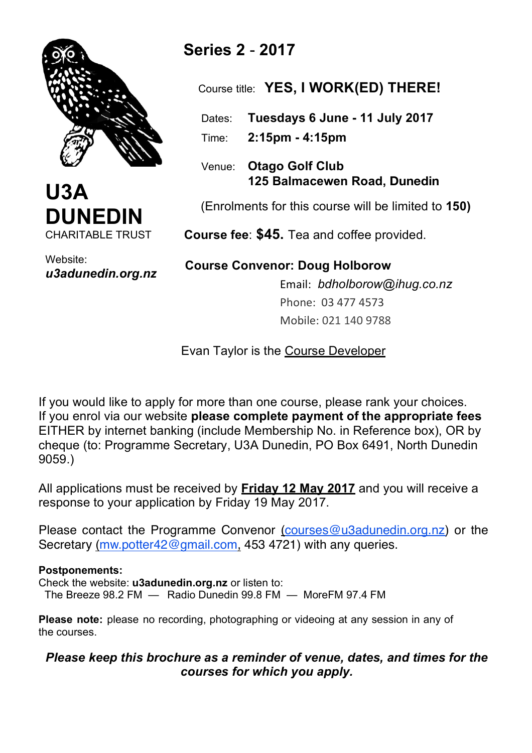# U3A DUNEDIN

CHARITABLE TRUST

Website:
***u3adunedin.org.nz***

## Series 2 - 2017

Course title: **YES, I WORK(ED) THERE!**

Dates: **Tuesdays 6 June - 11 July 2017**

Time: **2:15pm - 4:15pm**

Venue: **Otago Golf Club**
**125 Balmacewen Road, Dunedin**

(Enrolments for this course will be limited to **150)**

**Course fee**: **$45.** Tea and coffee provided.

**Course Convenor: Doug Holborow**

Email: *bdholborow@ihug.co.nz*
Phone: 03 477 4573
Mobile: 021 140 9788

Evan Taylor is the Course Developer

If you would like to apply for more than one course, please rank your choices.
If you enrol via our website **please complete payment of the appropriate fees** EITHER by internet banking (include Membership No. in Reference box), OR by cheque (to: Programme Secretary, U3A Dunedin, PO Box 6491, North Dunedin 9059.)

All applications must be received by **Friday 12 May 2017** and you will receive a response to your application by Friday 19 May 2017.

Please contact the Programme Convenor (courses@u3adunedin.org.nz) or the Secretary (mw.potter42@gmail.com, 453 4721) with any queries.

**Postponements:**
Check the website: **u3adunedin.org.nz** or listen to:
The Breeze 98.2 FM — Radio Dunedin 99.8 FM — MoreFM 97.4 FM

**Please note:** please no recording, photographing or videoing at any session in any of the courses.

***Please keep this brochure as a reminder of venue, dates, and times for the courses for which you apply.***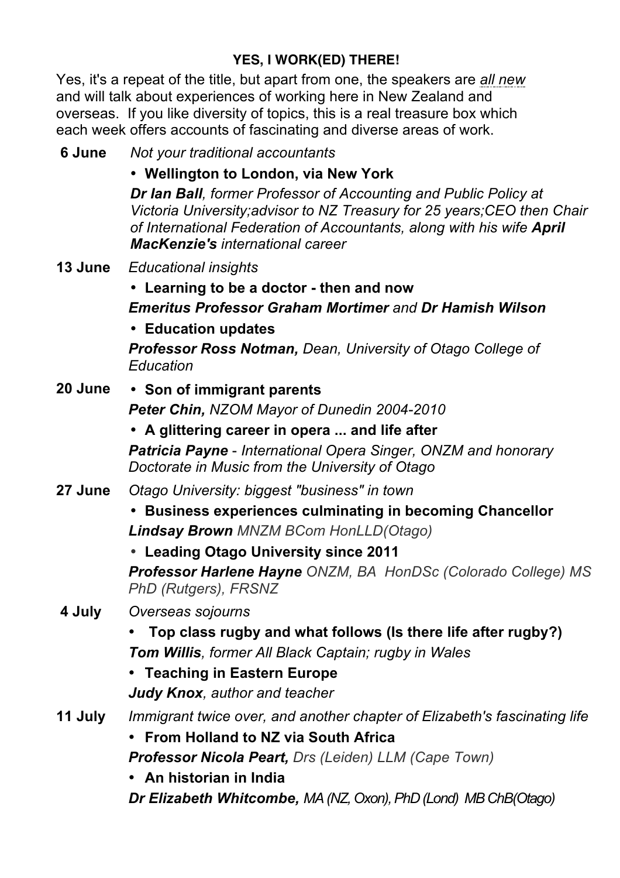## YES, I WORK(ED) THERE!

Yes, it's a repeat of the title, but apart from one, the speakers are *all new* and will talk about experiences of working here in New Zealand and overseas. If you like diversity of topics, this is a real treasure box which each week offers accounts of fascinating and diverse areas of work.

**6 June** *Not your traditional accountants*

- **Wellington to London, via New York**

  ***Dr Ian Ball****, former Professor of Accounting and Public Policy at Victoria University;advisor to NZ Treasury for 25 years;CEO then Chair of International Federation of Accountants, along with his wife* ***April MacKenzie's*** *international career*

**13 June** *Educational insights*

- **Learning to be a doctor - then and now**

  ***Emeritus Professor Graham Mortimer*** *and* ***Dr Hamish Wilson***

- **Education updates**

  ***Professor Ross Notman,*** *Dean, University of Otago College of Education*

**20 June**

- **Son of immigrant parents**

  ***Peter Chin,*** *NZOM Mayor of Dunedin 2004-2010*

- **A glittering career in opera ... and life after**

  ***Patricia Payne*** *- International Opera Singer, ONZM and honorary Doctorate in Music from the University of Otago*

**27 June** *Otago University: biggest "business" in town*

- **Business experiences culminating in becoming Chancellor**

  ***Lindsay Brown*** *MNZM BCom HonLLD(Otago)*

- **Leading Otago University since 2011**

  ***Professor Harlene Hayne*** *ONZM, BA HonDSc (Colorado College) MS PhD (Rutgers), FRSNZ*

**4 July** *Overseas sojourns*

- **Top class rugby and what follows (Is there life after rugby?)**

  ***Tom Willis****, former All Black Captain; rugby in Wales*

- **Teaching in Eastern Europe**

  ***Judy Knox****, author and teacher*

**11 July** *Immigrant twice over, and another chapter of Elizabeth's fascinating life*

- **From Holland to NZ via South Africa**

  ***Professor Nicola Peart,*** *Drs (Leiden) LLM (Cape Town)*

- **An historian in India**

  ***Dr Elizabeth Whitcombe,*** *MA (NZ, Oxon), PhD (Lond) MB ChB(Otago)*